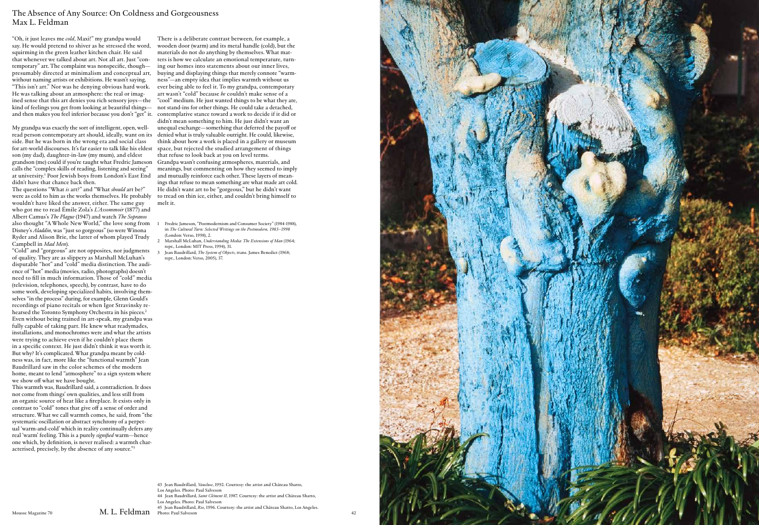# The Absence of Any Source: On Coldness and Gorgeousness
Max L. Feldman

"Oh, it just leaves me *cold*, Maxi!" my grandpa would say. He would pretend to shiver as he stressed the word, squirming in the green leather kitchen chair. He said that whenever we talked about art. Not all art. Just "contemporary" art. The complaint was nonspecific, though—presumably directed at minimalism and conceptual art, without naming artists or exhibitions. He wasn't saying, "This isn't art." Nor was he denying obvious hard work. He was talking about an atmosphere: the real or imagined sense that this art denies you rich sensory joys—the kind of feelings you get from looking at beautiful things—and then makes you feel inferior because you don't "get" it.

My grandpa was exactly the sort of intelligent, open, well-read person contemporary art should, ideally, want on its side. But he was born in the wrong era and social class for art-world discourses. It's far easier to talk like his eldest son (my dad), daughter-in-law (my mum), and eldest grandson (me) could if you're taught what Fredric Jameson calls the "complex skills of reading, listening and seeing" at university.[1] Poor Jewish boys from London's East End didn't have that chance back then.

The questions "What *is* art?" and "What *should* art be?" were as cold to him as the works themselves. He probably wouldn't have liked the answer, either. The same guy who got me to read Émile Zola's *L'Assommoir* (1877) and Albert Camus's *The Plague* (1947) and watch *The Sopranos* also thought "A Whole New World," the love song from Disney's *Aladdin*, was "just so gorgeous" (so were Winona Ryder and Alison Brie, the latter of whom played Trudy Campbell in *Mad Men*).

"Cold" and "gorgeous" are not opposites, nor judgments of quality. They are as slippery as Marshall McLuhan's disputable "hot" and "cold" media distinction. The audience of "hot" media (movies, radio, photographs) doesn't need to fill in much information. Those of "cold" media (television, telephones, speech), by contrast, have to do some work, developing specialized habits, involving themselves "in the process" during, for example, Glenn Gould's recordings of piano recitals or when Igor Stravinsky rehearsed the Toronto Symphony Orchestra in his pieces.[2] Even without being trained in art-speak, my grandpa was fully capable of taking part. He knew what readymades, installations, and monochromes were and what the artists were trying to achieve even if he couldn't place them in a specific context. He just didn't think it was worth it. But why? It's complicated. What grandpa meant by coldness was, in fact, more like the "functional warmth" Jean Baudrillard saw in the color schemes of the modern home, meant to lend "atmosphere" to a sign system where we show off what we have bought.

This warmth was, Baudrillard said, a contradiction. It does not come from things' own qualities, and less still from an organic source of heat like a fireplace. It exists only in contrast to "cold" tones that give off a sense of order and structure. What we call warmth comes, he said, from "the systematic oscillation or abstract synchrony of a perpetual 'warm-and-cold' which in reality continually defers any real 'warm' feeling. This is a purely *signified* warm—hence one which, by definition, is never realised: a warmth characterised, precisely, by the absence of any source."[3]

There is a deliberate contrast between, for example, a wooden door (warm) and its metal handle (cold), but the materials do not do anything by themselves. What matters is how we calculate an emotional temperature, turning our homes into statements about our inner lives, buying and displaying things that merely connote "warmness"—an empty idea that implies warmth without us ever being able to feel it. To my grandpa, contemporary art wasn't "cold" because *he* couldn't make sense of a "cool" medium. He just wanted things to be what they are, not stand-ins for other things. He could take a detached, contemplative stance toward a work to decide if it did or didn't mean something to him. He just didn't want an unequal exchange—something that deferred the payoff or denied what is truly valuable outright. He could, likewise, think about how a work is placed in a gallery or museum space, but rejected the studied arrangement of things that refuse to look back at you on level terms. Grandpa wasn't confusing atmospheres, materials, and meanings, but commenting on how they seemed to imply and mutually reinforce each other. These layers of meanings that refuse to mean something are what made art cold. He didn't want art to be "gorgeous," but he didn't want to tread on thin ice, either, and couldn't bring himself to melt it.

1 Fredric Jameson, "Postmodernism and Consumer Society" (1984-1988), in *The Cultural Turn: Selected Writings on the Postmodern, 1983–1998* (London: Verso, 1998), 2.

2 Marshall McLuhan, *Understanding Media: The Extensions of Man* (1964; repr., London: MIT Press, 1994), 31.

3 Jean Baudrillard, *The System of Objects*, trans. James Benedict (1968; repr., London: Verso, 2005), 37.

43 Jean Baudrillard, *Vaucluse*, 1992. Courtesy: the artist and Château Shatto, Los Angeles. Photo: Paul Salveson

44 Jean Baudrillard, *Saint Clément II*, 1987. Courtesy: the artist and Château Shatto, Los Angeles. Photo: Paul Salveson

45 Jean Baudrillard, *Rio*, 1996. Courtesy: the artist and Château Shatto, Los Angeles. Photo: Paul Salveson